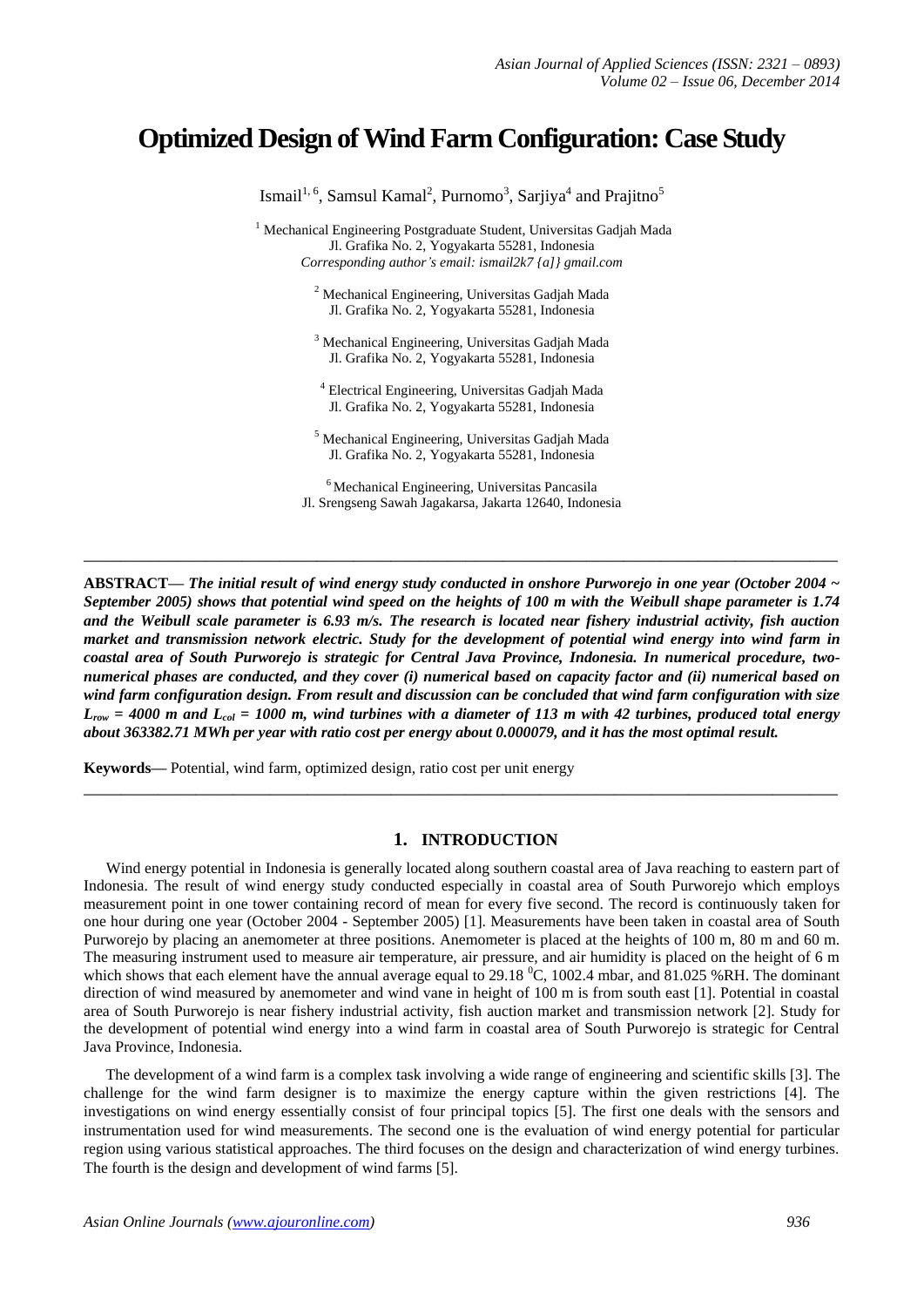# Optimized Design of Wind Farm Configuration: Case Study

Ismail[1, 6], Samsul Kamal[2], Purnomo[3], Sarjiya[4] and Prajitno[5]

[1] Mechanical Engineering Postgraduate Student, Universitas Gadjah Mada
Jl. Grafika No. 2, Yogyakarta 55281, Indonesia
*Corresponding author's email: ismail2k7 {a]} gmail.com*

[2] Mechanical Engineering, Universitas Gadjah Mada
Jl. Grafika No. 2, Yogyakarta 55281, Indonesia

[3] Mechanical Engineering, Universitas Gadjah Mada
Jl. Grafika No. 2, Yogyakarta 55281, Indonesia

[4] Electrical Engineering, Universitas Gadjah Mada
Jl. Grafika No. 2, Yogyakarta 55281, Indonesia

[5] Mechanical Engineering, Universitas Gadjah Mada
Jl. Grafika No. 2, Yogyakarta 55281, Indonesia

[6] Mechanical Engineering, Universitas Pancasila
Jl. Srengseng Sawah Jagakarsa, Jakarta 12640, Indonesia

---

**ABSTRACT—** ***The initial result of wind energy study conducted in onshore Purworejo in one year (October 2004 ~ September 2005) shows that potential wind speed on the heights of 100 m with the Weibull shape parameter is 1.74 and the Weibull scale parameter is 6.93 m/s. The research is located near fishery industrial activity, fish auction market and transmission network electric. Study for the development of potential wind energy into wind farm in coastal area of South Purworejo is strategic for Central Java Province, Indonesia. In numerical procedure, two-numerical phases are conducted, and they cover (i) numerical based on capacity factor and (ii) numerical based on wind farm configuration design. From result and discussion can be concluded that wind farm configuration with size $L_{row}$ = 4000 m and $L_{col}$ = 1000 m, wind turbines with a diameter of 113 m with 42 turbines, produced total energy about 363382.71 MWh per year with ratio cost per energy about 0.000079, and it has the most optimal result.***

**Keywords—** Potential, wind farm, optimized design, ratio cost per unit energy

---

## 1. INTRODUCTION

Wind energy potential in Indonesia is generally located along southern coastal area of Java reaching to eastern part of Indonesia. The result of wind energy study conducted especially in coastal area of South Purworejo which employs measurement point in one tower containing record of mean for every five second. The record is continuously taken for one hour during one year (October 2004 - September 2005) [1]. Measurements have been taken in coastal area of South Purworejo by placing an anemometer at three positions. Anemometer is placed at the heights of 100 m, 80 m and 60 m. The measuring instrument used to measure air temperature, air pressure, and air humidity is placed on the height of 6 m which shows that each element have the annual average equal to 29.18 $^0$C, 1002.4 mbar, and 81.025 %RH. The dominant direction of wind measured by anemometer and wind vane in height of 100 m is from south east [1]. Potential in coastal area of South Purworejo is near fishery industrial activity, fish auction market and transmission network [2]. Study for the development of potential wind energy into a wind farm in coastal area of South Purworejo is strategic for Central Java Province, Indonesia.

The development of a wind farm is a complex task involving a wide range of engineering and scientific skills [3]. The challenge for the wind farm designer is to maximize the energy capture within the given restrictions [4]. The investigations on wind energy essentially consist of four principal topics [5]. The first one deals with the sensors and instrumentation used for wind measurements. The second one is the evaluation of wind energy potential for particular region using various statistical approaches. The third focuses on the design and characterization of wind energy turbines. The fourth is the design and development of wind farms [5].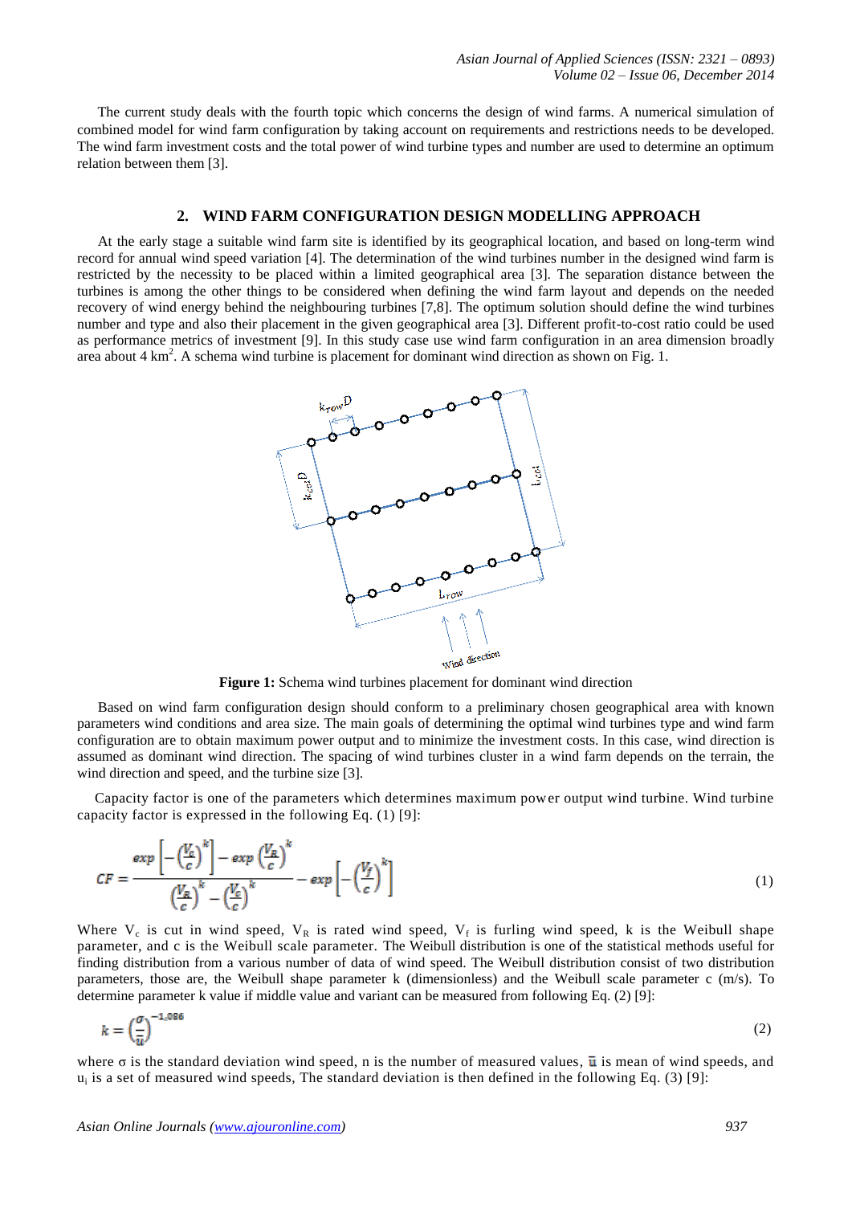The current study deals with the fourth topic which concerns the design of wind farms. A numerical simulation of combined model for wind farm configuration by taking account on requirements and restrictions needs to be developed. The wind farm investment costs and the total power of wind turbine types and number are used to determine an optimum relation between them [3].

## 2. WIND FARM CONFIGURATION DESIGN MODELLING APPROACH

At the early stage a suitable wind farm site is identified by its geographical location, and based on long-term wind record for annual wind speed variation [4]. The determination of the wind turbines number in the designed wind farm is restricted by the necessity to be placed within a limited geographical area [3]. The separation distance between the turbines is among the other things to be considered when defining the wind farm layout and depends on the needed recovery of wind energy behind the neighbouring turbines [7,8]. The optimum solution should define the wind turbines number and type and also their placement in the given geographical area [3]. Different profit-to-cost ratio could be used as performance metrics of investment [9]. In this study case use wind farm configuration in an area dimension broadly area about 4 km$^2$. A schema wind turbine is placement for dominant wind direction as shown on Fig. 1.

**Figure 1:** Schema wind turbines placement for dominant wind direction

Based on wind farm configuration design should conform to a preliminary chosen geographical area with known parameters wind conditions and area size. The main goals of determining the optimal wind turbines type and wind farm configuration are to obtain maximum power output and to minimize the investment costs. In this case, wind direction is assumed as dominant wind direction. The spacing of wind turbines cluster in a wind farm depends on the terrain, the wind direction and speed, and the turbine size [3].

Capacity factor is one of the parameters which determines maximum power output wind turbine. Wind turbine capacity factor is expressed in the following Eq. (1) [9]:

$$CF = \frac{exp\left[-\left(\frac{V_c}{c}\right)^k\right] - exp\left(\frac{V_R}{c}\right)^k}{\left(\frac{V_R}{c}\right)^k - \left(\frac{V_c}{c}\right)^k} - exp\left[-\left(\frac{V_f}{c}\right)^k\right] \tag{1}$$

Where $V_c$ is cut in wind speed, $V_R$ is rated wind speed, $V_f$ is furling wind speed, k is the Weibull shape parameter, and c is the Weibull scale parameter. The Weibull distribution is one of the statistical methods useful for finding distribution from a various number of data of wind speed. The Weibull distribution consist of two distribution parameters, those are, the Weibull shape parameter k (dimensionless) and the Weibull scale parameter c (m/s). To determine parameter k value if middle value and variant can be measured from following Eq. (2) [9]:

$$k = \left(\frac{\sigma}{\bar{u}}\right)^{-1,086} \tag{2}$$

where $\sigma$ is the standard deviation wind speed, n is the number of measured values, $\bar{u}$ is mean of wind speeds, and $u_i$ is a set of measured wind speeds, The standard deviation is then defined in the following Eq. (3) [9]: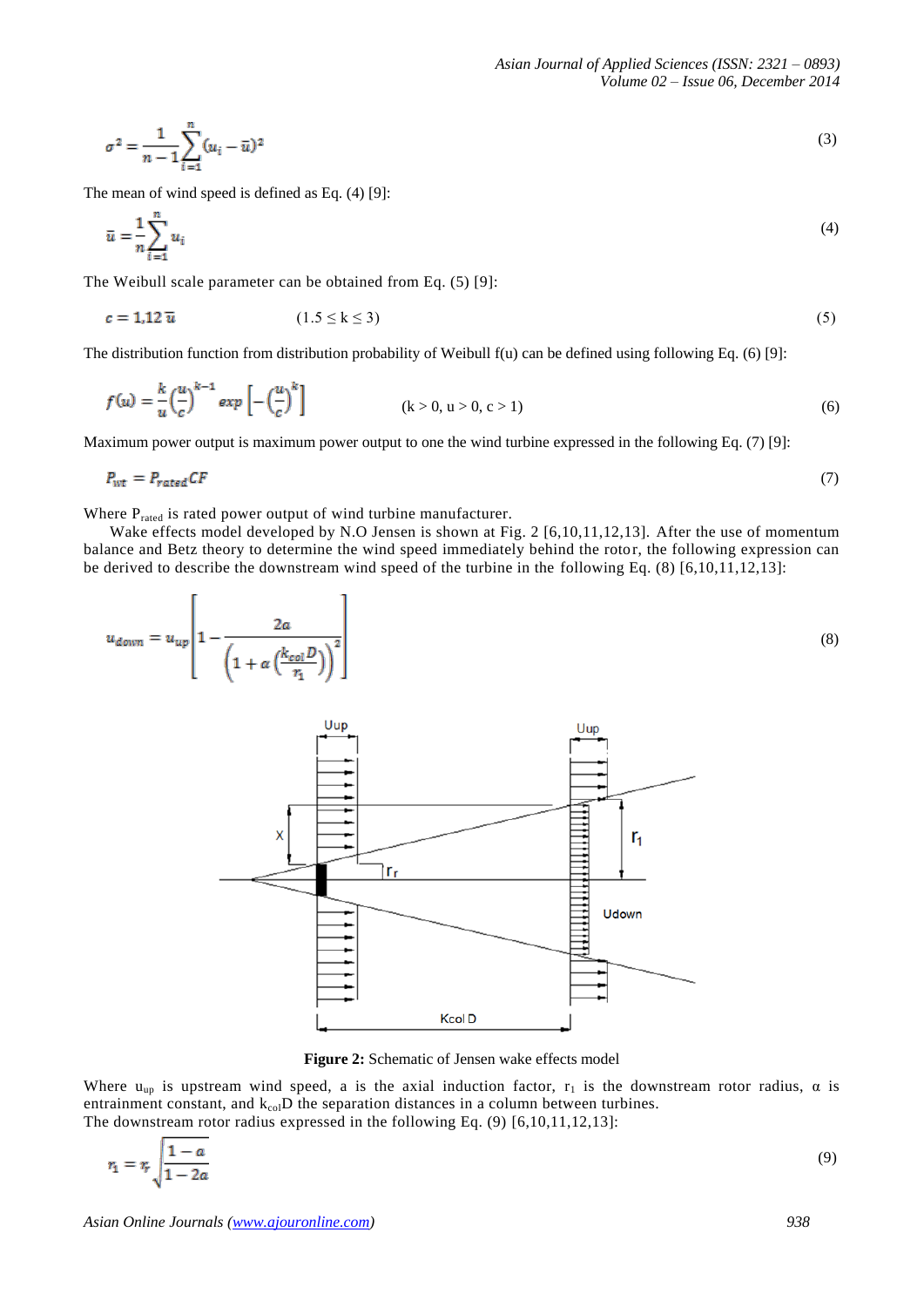$$\sigma^2 = \frac{1}{n-1}\sum_{i=1}^{n}(u_i - \bar{u})^2 \tag{3}$$

The mean of wind speed is defined as Eq. (4) [9]:

$$\bar{u} = \frac{1}{n}\sum_{i=1}^{n} u_i \tag{4}$$

The Weibull scale parameter can be obtained from Eq. (5) [9]:

$$c = 1{,}12\,\bar{u} \qquad (1.5 \leq k \leq 3) \tag{5}$$

The distribution function from distribution probability of Weibull f(u) can be defined using following Eq. (6) [9]:

$$f(u) = \frac{k}{u}\left(\frac{u}{c}\right)^{k-1} exp\left[-\left(\frac{u}{c}\right)^{k}\right] \qquad (k > 0,\ u > 0,\ c > 1) \tag{6}$$

Maximum power output is maximum power output to one the wind turbine expressed in the following Eq. (7) [9]:

$$P_{wt} = P_{rated}CF \tag{7}$$

Where $P_{rated}$ is rated power output of wind turbine manufacturer.

Wake effects model developed by N.O Jensen is shown at Fig. 2 [6,10,11,12,13]. After the use of momentum balance and Betz theory to determine the wind speed immediately behind the rotor, the following expression can be derived to describe the downstream wind speed of the turbine in the following Eq. (8) [6,10,11,12,13]:

$$u_{down} = u_{up}\left[1 - \frac{2a}{\left(1 + \alpha\left(\frac{k_{col}D}{r_1}\right)\right)^2}\right] \tag{8}$$

**Figure 2:** Schematic of Jensen wake effects model

Where $u_{up}$ is upstream wind speed, a is the axial induction factor, $r_1$ is the downstream rotor radius, $\alpha$ is entrainment constant, and $k_{col}D$ the separation distances in a column between turbines.
The downstream rotor radius expressed in the following Eq. (9) [6,10,11,12,13]:

$$r_1 = r_r\sqrt{\frac{1-a}{1-2a}} \tag{9}$$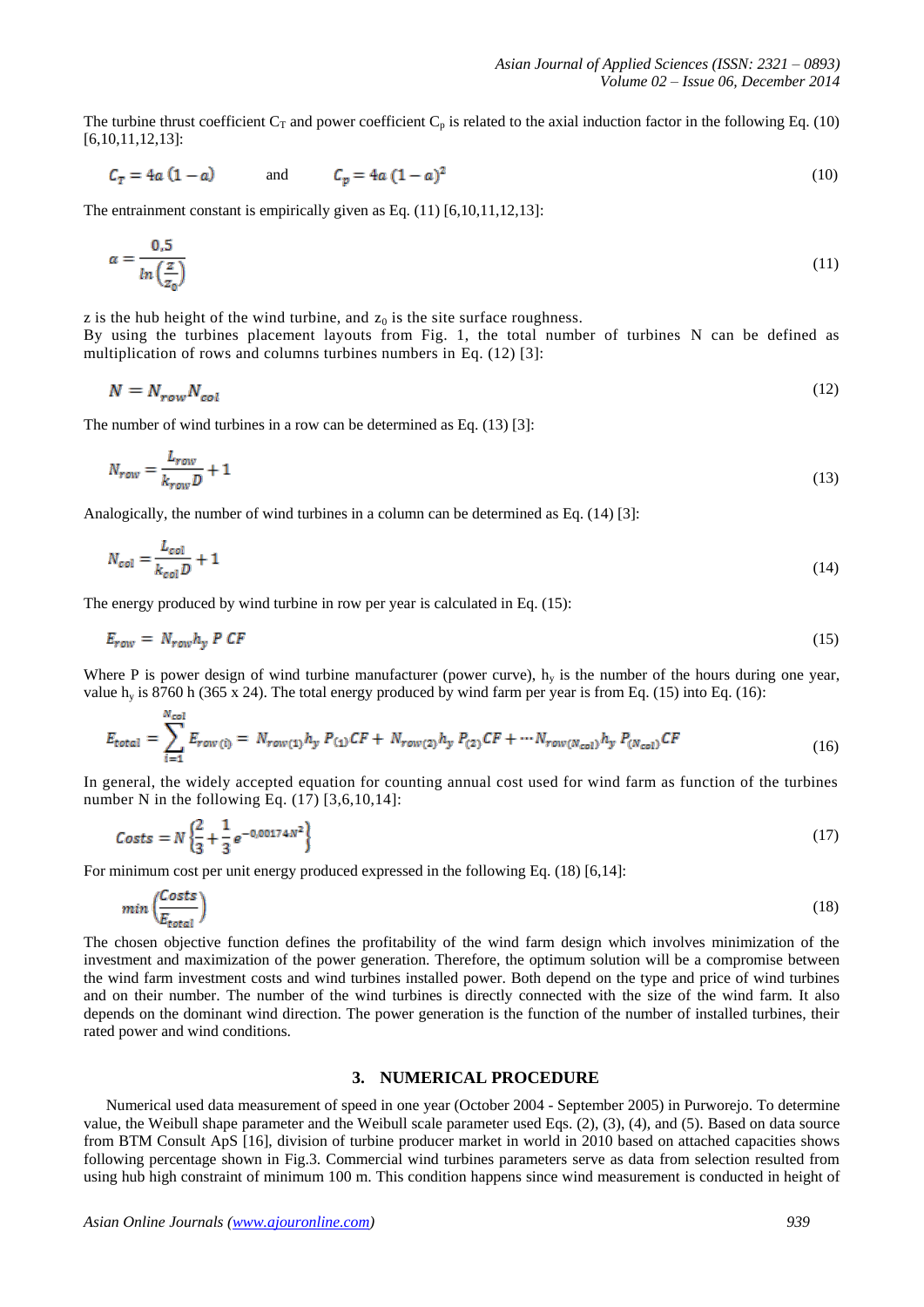The turbine thrust coefficient $C_T$ and power coefficient $C_p$ is related to the axial induction factor in the following Eq. (10) [6,10,11,12,13]:

$$C_T = 4a\,(1-a) \qquad \text{and} \qquad C_p = 4a\,(1-a)^2 \tag{10}$$

The entrainment constant is empirically given as Eq. (11) [6,10,11,12,13]:

$$\alpha = \frac{0{,}5}{\ln\left(\frac{z}{z_0}\right)} \tag{11}$$

z is the hub height of the wind turbine, and $z_0$ is the site surface roughness.
By using the turbines placement layouts from Fig. 1, the total number of turbines N can be defined as multiplication of rows and columns turbines numbers in Eq. (12) [3]:

$$N = N_{row} N_{col} \tag{12}$$

The number of wind turbines in a row can be determined as Eq. (13) [3]:

$$N_{row} = \frac{L_{row}}{k_{row} D} + 1 \tag{13}$$

Analogically, the number of wind turbines in a column can be determined as Eq. (14) [3]:

$$N_{col} = \frac{L_{col}}{k_{col} D} + 1 \tag{14}$$

The energy produced by wind turbine in row per year is calculated in Eq. (15):

$$E_{row} = N_{row} h_y\, P\, CF \tag{15}$$

Where P is power design of wind turbine manufacturer (power curve), $h_y$ is the number of the hours during one year, value $h_y$ is 8760 h (365 x 24). The total energy produced by wind farm per year is from Eq. (15) into Eq. (16):

$$E_{total} = \sum_{i=1}^{N_{col}} E_{row\,(i)} = N_{row(1)} h_y\, P_{(1)} CF + N_{row(2)} h_y\, P_{(2)} CF + \cdots N_{row(N_{col})} h_y\, P_{(N_{col})} CF \tag{16}$$

In general, the widely accepted equation for counting annual cost used for wind farm as function of the turbines number N in the following Eq. (17) [3,6,10,14]:

$$Costs = N\left\{\frac{2}{3} + \frac{1}{3} e^{-0{,}00174 N^2}\right\} \tag{17}$$

For minimum cost per unit energy produced expressed in the following Eq. (18) [6,14]:

$$\min\left(\frac{Costs}{E_{total}}\right) \tag{18}$$

The chosen objective function defines the profitability of the wind farm design which involves minimization of the investment and maximization of the power generation. Therefore, the optimum solution will be a compromise between the wind farm investment costs and wind turbines installed power. Both depend on the type and price of wind turbines and on their number. The number of the wind turbines is directly connected with the size of the wind farm. It also depends on the dominant wind direction. The power generation is the function of the number of installed turbines, their rated power and wind conditions.

## 3. NUMERICAL PROCEDURE

Numerical used data measurement of speed in one year (October 2004 - September 2005) in Purworejo. To determine value, the Weibull shape parameter and the Weibull scale parameter used Eqs. (2), (3), (4), and (5). Based on data source from BTM Consult ApS [16], division of turbine producer market in world in 2010 based on attached capacities shows following percentage shown in Fig.3. Commercial wind turbines parameters serve as data from selection resulted from using hub high constraint of minimum 100 m. This condition happens since wind measurement is conducted in height of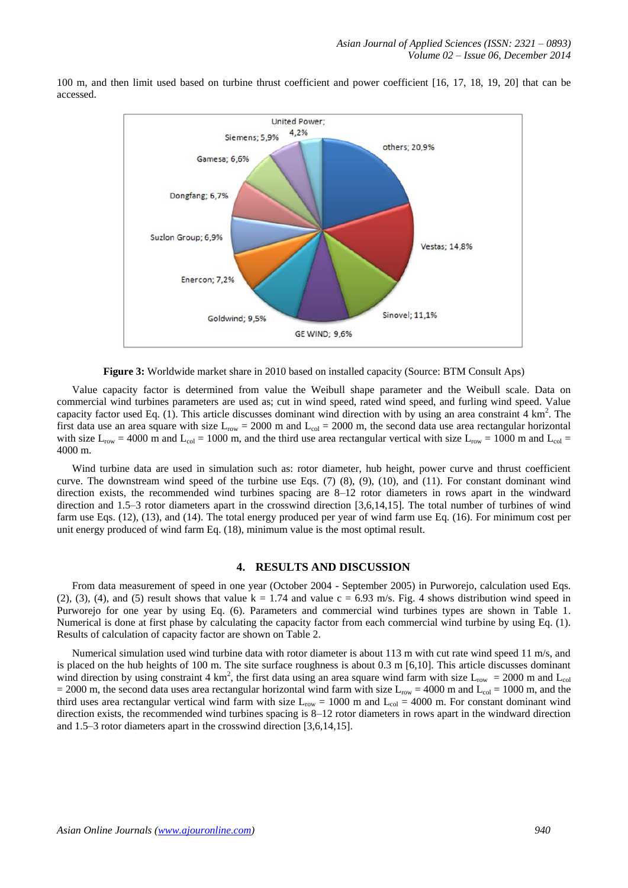100 m, and then limit used based on turbine thrust coefficient and power coefficient [16, 17, 18, 19, 20] that can be accessed.

**Figure 3:** Worldwide market share in 2010 based on installed capacity (Source: BTM Consult Aps)

Value capacity factor is determined from value the Weibull shape parameter and the Weibull scale. Data on commercial wind turbines parameters are used as; cut in wind speed, rated wind speed, and furling wind speed. Value capacity factor used Eq. (1). This article discusses dominant wind direction with by using an area constraint 4 km$^2$. The first data use an area square with size $L_{row}$ = 2000 m and $L_{col}$ = 2000 m, the second data use area rectangular horizontal with size $L_{row}$ = 4000 m and $L_{col}$ = 1000 m, and the third use area rectangular vertical with size $L_{row}$ = 1000 m and $L_{col}$ = 4000 m.

Wind turbine data are used in simulation such as: rotor diameter, hub height, power curve and thrust coefficient curve. The downstream wind speed of the turbine use Eqs. (7) (8), (9), (10), and (11). For constant dominant wind direction exists, the recommended wind turbines spacing are 8–12 rotor diameters in rows apart in the windward direction and 1.5–3 rotor diameters apart in the crosswind direction [3,6,14,15]. The total number of turbines of wind farm use Eqs. (12), (13), and (14). The total energy produced per year of wind farm use Eq. (16). For minimum cost per unit energy produced of wind farm Eq. (18), minimum value is the most optimal result.

## 4. RESULTS AND DISCUSSION

From data measurement of speed in one year (October 2004 - September 2005) in Purworejo, calculation used Eqs. (2), (3), (4), and (5) result shows that value k = 1.74 and value c = 6.93 m/s. Fig. 4 shows distribution wind speed in Purworejo for one year by using Eq. (6). Parameters and commercial wind turbines types are shown in Table 1. Numerical is done at first phase by calculating the capacity factor from each commercial wind turbine by using Eq. (1). Results of calculation of capacity factor are shown on Table 2.

Numerical simulation used wind turbine data with rotor diameter is about 113 m with cut rate wind speed 11 m/s, and is placed on the hub heights of 100 m. The site surface roughness is about 0.3 m [6,10]. This article discusses dominant wind direction by using constraint 4 km$^2$, the first data using an area square wind farm with size $L_{row}$ = 2000 m and $L_{col}$ = 2000 m, the second data uses area rectangular horizontal wind farm with size $L_{row}$ = 4000 m and $L_{col}$ = 1000 m, and the third uses area rectangular vertical wind farm with size $L_{row}$ = 1000 m and $L_{col}$ = 4000 m. For constant dominant wind direction exists, the recommended wind turbines spacing is 8–12 rotor diameters in rows apart in the windward direction and 1.5–3 rotor diameters apart in the crosswind direction [3,6,14,15].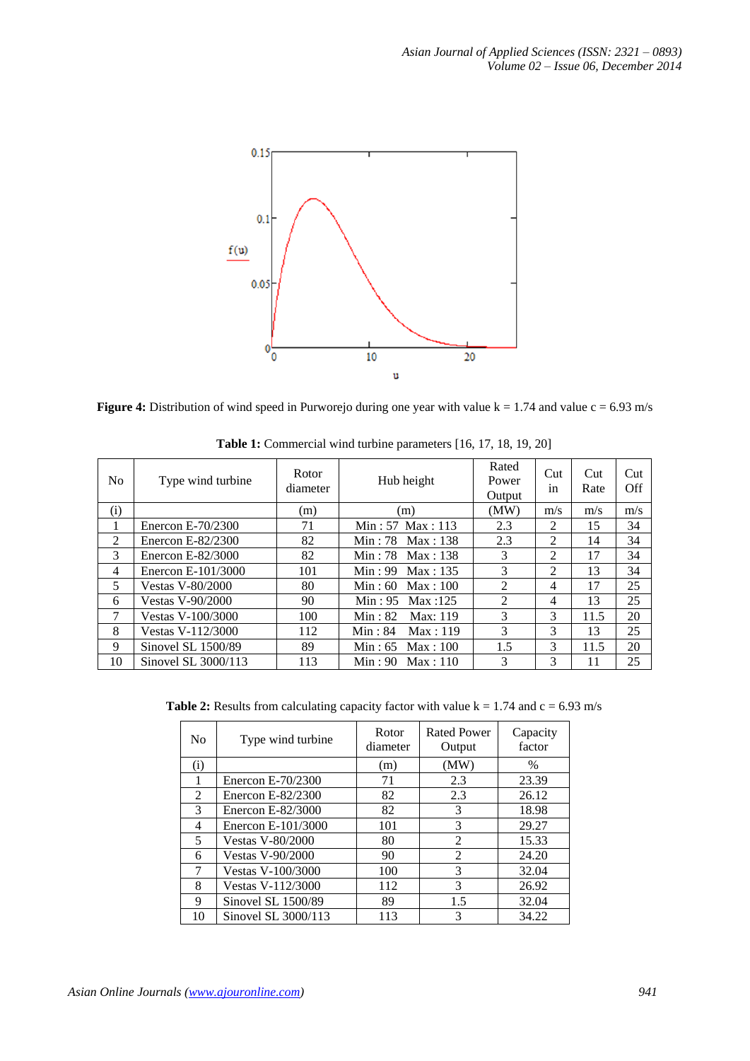**Figure 4:** Distribution of wind speed in Purworejo during one year with value k = 1.74 and value c = 6.93 m/s

**Table 1:** Commercial wind turbine parameters [16, 17, 18, 19, 20]

| No | Type wind turbine | Rotor diameter | Hub height | Rated Power Output | Cut in | Cut Rate | Cut Off |
|---|---|---|---|---|---|---|---|
| (i) | | (m) | (m) | (MW) | m/s | m/s | m/s |
| 1 | Enercon E-70/2300 | 71 | Min : 57 Max : 113 | 2.3 | 2 | 15 | 34 |
| 2 | Enercon E-82/2300 | 82 | Min : 78 Max : 138 | 2.3 | 2 | 14 | 34 |
| 3 | Enercon E-82/3000 | 82 | Min : 78 Max : 138 | 3 | 2 | 17 | 34 |
| 4 | Enercon E-101/3000 | 101 | Min : 99 Max : 135 | 3 | 2 | 13 | 34 |
| 5 | Vestas V-80/2000 | 80 | Min : 60 Max : 100 | 2 | 4 | 17 | 25 |
| 6 | Vestas V-90/2000 | 90 | Min : 95 Max :125 | 2 | 4 | 13 | 25 |
| 7 | Vestas V-100/3000 | 100 | Min : 82 Max: 119 | 3 | 3 | 11.5 | 20 |
| 8 | Vestas V-112/3000 | 112 | Min : 84 Max : 119 | 3 | 3 | 13 | 25 |
| 9 | Sinovel SL 1500/89 | 89 | Min : 65 Max : 100 | 1.5 | 3 | 11.5 | 20 |
| 10 | Sinovel SL 3000/113 | 113 | Min : 90 Max : 110 | 3 | 3 | 11 | 25 |

**Table 2:** Results from calculating capacity factor with value k = 1.74 and c = 6.93 m/s

| No | Type wind turbine | Rotor diameter | Rated Power Output | Capacity factor |
|---|---|---|---|---|
| (i) | | (m) | (MW) | % |
| 1 | Enercon E-70/2300 | 71 | 2.3 | 23.39 |
| 2 | Enercon E-82/2300 | 82 | 2.3 | 26.12 |
| 3 | Enercon E-82/3000 | 82 | 3 | 18.98 |
| 4 | Enercon E-101/3000 | 101 | 3 | 29.27 |
| 5 | Vestas V-80/2000 | 80 | 2 | 15.33 |
| 6 | Vestas V-90/2000 | 90 | 2 | 24.20 |
| 7 | Vestas V-100/3000 | 100 | 3 | 32.04 |
| 8 | Vestas V-112/3000 | 112 | 3 | 26.92 |
| 9 | Sinovel SL 1500/89 | 89 | 1.5 | 32.04 |
| 10 | Sinovel SL 3000/113 | 113 | 3 | 34.22 |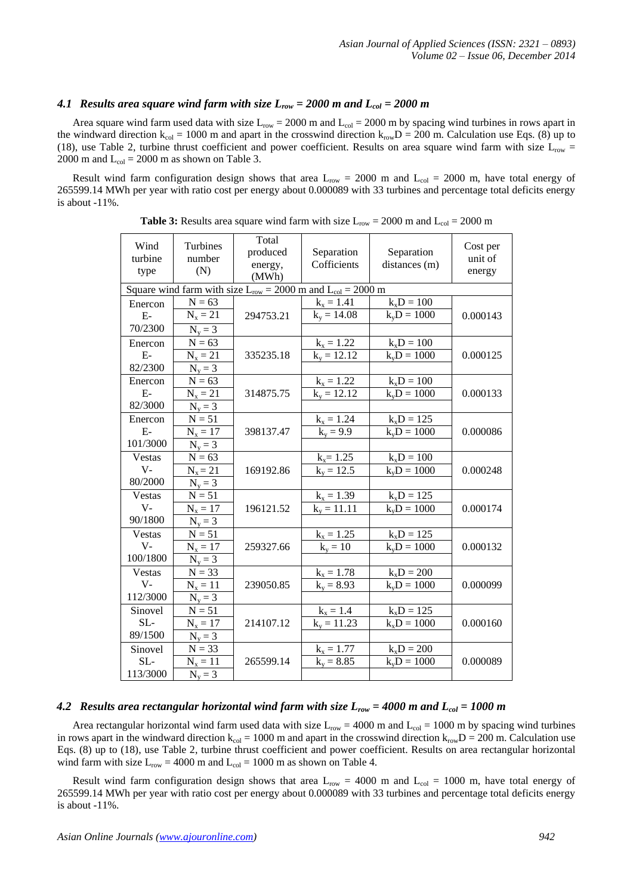### 4.1 Results area square wind farm with size $L_{row}$ = 2000 m and $L_{col}$ = 2000 m

Area square wind farm used data with size $L_{row}$ = 2000 m and $L_{col}$ = 2000 m by spacing wind turbines in rows apart in the windward direction $k_{col}$ = 1000 m and apart in the crosswind direction $k_{row}D$ = 200 m. Calculation use Eqs. (8) up to (18), use Table 2, turbine thrust coefficient and power coefficient. Results on area square wind farm with size $L_{row}$ = 2000 m and $L_{col}$ = 2000 m as shown on Table 3.

Result wind farm configuration design shows that area $L_{row}$ = 2000 m and $L_{col}$ = 2000 m, have total energy of 265599.14 MWh per year with ratio cost per energy about 0.000089 with 33 turbines and percentage total deficits energy is about -11%.

**Table 3:** Results area square wind farm with size $L_{row}$ = 2000 m and $L_{col}$ = 2000 m

| Wind turbine type | Turbines number (N) | Total produced energy, (MWh) | Separation Cofficients | Separation distances (m) | Cost per unit of energy |
|---|---|---|---|---|---|
| Square wind farm with size $L_{row}$ = 2000 m and $L_{col}$ = 2000 m | | | | | |
| Enercon E-70/2300 | N = 63<br>$N_x$ = 21<br>$N_y$ = 3 | 294753.21 | $k_x$ = 1.41<br>$k_y$ = 14.08 | $k_xD$ = 100<br>$k_yD$ = 1000 | 0.000143 |
| Enercon E-82/2300 | N = 63<br>$N_x$ = 21<br>$N_y$ = 3 | 335235.18 | $k_x$ = 1.22<br>$k_y$ = 12.12 | $k_xD$ = 100<br>$k_yD$ = 1000 | 0.000125 |
| Enercon E-82/3000 | N = 63<br>$N_x$ = 21<br>$N_y$ = 3 | 314875.75 | $k_x$ = 1.22<br>$k_y$ = 12.12 | $k_xD$ = 100<br>$k_yD$ = 1000 | 0.000133 |
| Enercon E-101/3000 | N = 51<br>$N_x$ = 17<br>$N_y$ = 3 | 398137.47 | $k_x$ = 1.24<br>$k_y$ = 9.9 | $k_xD$ = 125<br>$k_yD$ = 1000 | 0.000086 |
| Vestas V-80/2000 | N = 63<br>$N_x$ = 21<br>$N_y$ = 3 | 169192.86 | $k_x$= 1.25<br>$k_y$ = 12.5 | $k_xD$ = 100<br>$k_yD$ = 1000 | 0.000248 |
| Vestas V-90/1800 | N = 51<br>$N_x$ = 17<br>$N_y$ = 3 | 196121.52 | $k_x$ = 1.39<br>$k_y$ = 11.11 | $k_xD$ = 125<br>$k_yD$ = 1000 | 0.000174 |
| Vestas V-100/1800 | N = 51<br>$N_x$ = 17<br>$N_y$ = 3 | 259327.66 | $k_x$ = 1.25<br>$k_y$ = 10 | $k_xD$ = 125<br>$k_yD$ = 1000 | 0.000132 |
| Vestas V-112/3000 | N = 33<br>$N_x$ = 11<br>$N_y$ = 3 | 239050.85 | $k_x$ = 1.78<br>$k_y$ = 8.93 | $k_xD$ = 200<br>$k_yD$ = 1000 | 0.000099 |
| Sinovel SL-89/1500 | N = 51<br>$N_x$ = 17<br>$N_y$ = 3 | 214107.12 | $k_x$ = 1.4<br>$k_y$ = 11.23 | $k_xD$ = 125<br>$k_yD$ = 1000 | 0.000160 |
| Sinovel SL-113/3000 | N = 33<br>$N_x$ = 11<br>$N_y$ = 3 | 265599.14 | $k_x$ = 1.77<br>$k_y$ = 8.85 | $k_xD$ = 200<br>$k_yD$ = 1000 | 0.000089 |

### 4.2 Results area rectangular horizontal wind farm with size $L_{row}$ = 4000 m and $L_{col}$ = 1000 m

Area rectangular horizontal wind farm used data with size $L_{row}$ = 4000 m and $L_{col}$ = 1000 m by spacing wind turbines in rows apart in the windward direction $k_{col}$ = 1000 m and apart in the crosswind direction $k_{row}D$ = 200 m. Calculation use Eqs. (8) up to (18), use Table 2, turbine thrust coefficient and power coefficient. Results on area rectangular horizontal wind farm with size $L_{row}$ = 4000 m and $L_{col}$ = 1000 m as shown on Table 4.

Result wind farm configuration design shows that area $L_{row}$ = 4000 m and $L_{col}$ = 1000 m, have total energy of 265599.14 MWh per year with ratio cost per energy about 0.000089 with 33 turbines and percentage total deficits energy is about -11%.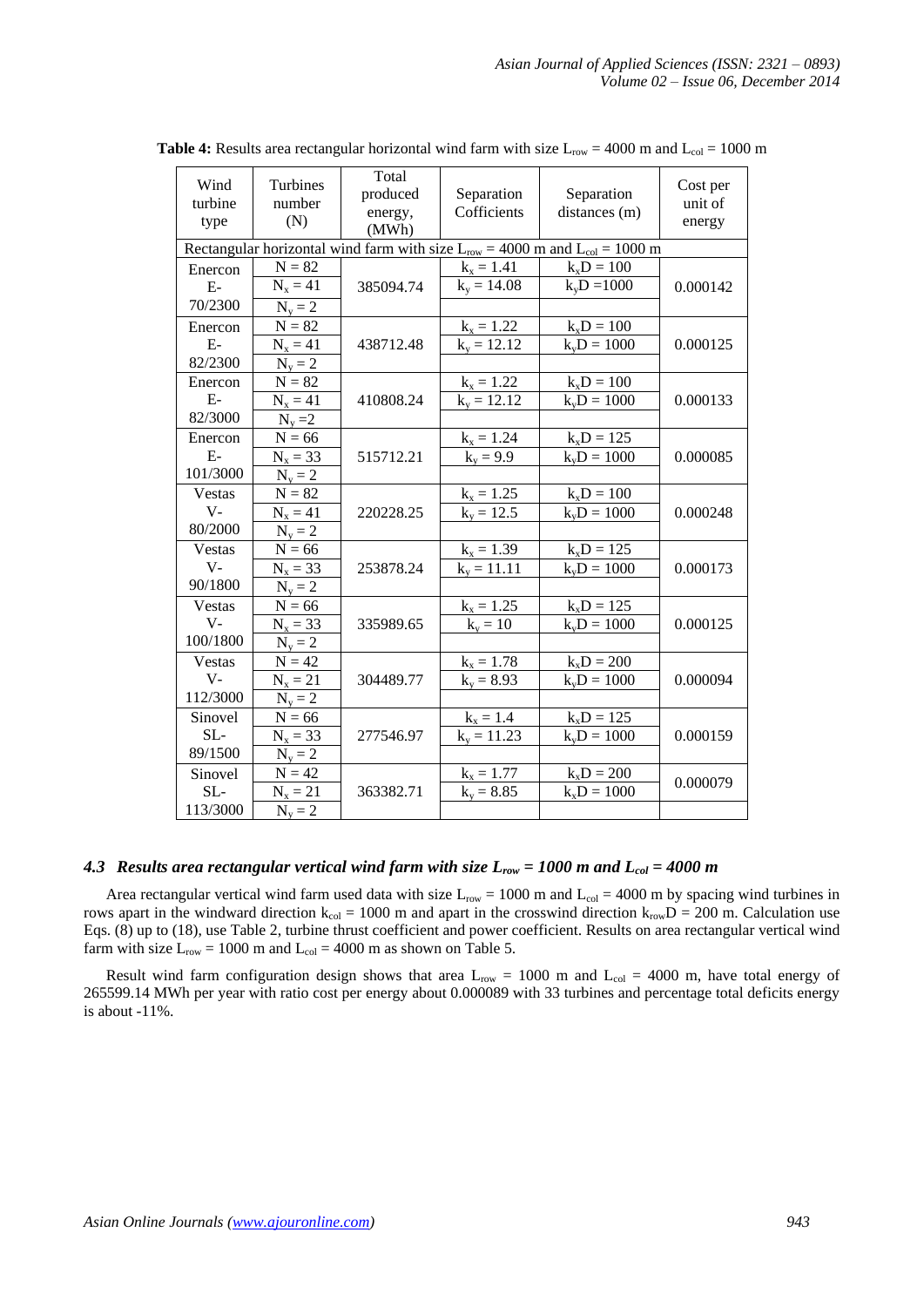**Table 4:** Results area rectangular horizontal wind farm with size $L_{row}$ = 4000 m and $L_{col}$ = 1000 m

| Wind turbine type | Turbines number (N) | Total produced energy, (MWh) | Separation Cofficients | Separation distances (m) | Cost per unit of energy |
|---|---|---|---|---|---|
| Rectangular horizontal wind farm with size $L_{row}$ = 4000 m and $L_{col}$ = 1000 m | | | | | |
| Enercon E-70/2300 | $N = 82$ | 385094.74 | $k_x = 1.41$ | $k_xD = 100$ | 0.000142 |
| | $N_x = 41$ | | $k_y = 14.08$ | $k_yD = 1000$ | |
| | $N_y = 2$ | | | | |
| Enercon E-82/2300 | $N = 82$ | 438712.48 | $k_x = 1.22$ | $k_xD = 100$ | 0.000125 |
| | $N_x = 41$ | | $k_y = 12.12$ | $k_yD = 1000$ | |
| | $N_y = 2$ | | | | |
| Enercon E-82/3000 | $N = 82$ | 410808.24 | $k_x = 1.22$ | $k_xD = 100$ | 0.000133 |
| | $N_x = 41$ | | $k_y = 12.12$ | $k_yD = 1000$ | |
| | $N_y = 2$ | | | | |
| Enercon E-101/3000 | $N = 66$ | 515712.21 | $k_x = 1.24$ | $k_xD = 125$ | 0.000085 |
| | $N_x = 33$ | | $k_y = 9.9$ | $k_yD = 1000$ | |
| | $N_y = 2$ | | | | |
| Vestas V-80/2000 | $N = 82$ | 220228.25 | $k_x = 1.25$ | $k_xD = 100$ | 0.000248 |
| | $N_x = 41$ | | $k_y = 12.5$ | $k_yD = 1000$ | |
| | $N_y = 2$ | | | | |
| Vestas V-90/1800 | $N = 66$ | 253878.24 | $k_x = 1.39$ | $k_xD = 125$ | 0.000173 |
| | $N_x = 33$ | | $k_y = 11.11$ | $k_yD = 1000$ | |
| | $N_y = 2$ | | | | |
| Vestas V-100/1800 | $N = 66$ | 335989.65 | $k_x = 1.25$ | $k_xD = 125$ | 0.000125 |
| | $N_x = 33$ | | $k_y = 10$ | $k_yD = 1000$ | |
| | $N_y = 2$ | | | | |
| Vestas V-112/3000 | $N = 42$ | 304489.77 | $k_x = 1.78$ | $k_xD = 200$ | 0.000094 |
| | $N_x = 21$ | | $k_y = 8.93$ | $k_yD = 1000$ | |
| | $N_y = 2$ | | | | |
| Sinovel SL-89/1500 | $N = 66$ | 277546.97 | $k_x = 1.4$ | $k_xD = 125$ | 0.000159 |
| | $N_x = 33$ | | $k_y = 11.23$ | $k_yD = 1000$ | |
| | $N_y = 2$ | | | | |
| Sinovel SL-113/3000 | $N = 42$ | 363382.71 | $k_x = 1.77$ | $k_xD = 200$ | 0.000079 |
| | $N_x = 21$ | | $k_y = 8.85$ | $k_xD = 1000$ | |
| | $N_y = 2$ | | | | |

### 4.3 Results area rectangular vertical wind farm with size $L_{row}$ = 1000 m and $L_{col}$ = 4000 m

Area rectangular vertical wind farm used data with size $L_{row}$ = 1000 m and $L_{col}$ = 4000 m by spacing wind turbines in rows apart in the windward direction $k_{col}$ = 1000 m and apart in the crosswind direction $k_{row}D$ = 200 m. Calculation use Eqs. (8) up to (18), use Table 2, turbine thrust coefficient and power coefficient. Results on area rectangular vertical wind farm with size $L_{row}$ = 1000 m and $L_{col}$ = 4000 m as shown on Table 5.

Result wind farm configuration design shows that area $L_{row}$ = 1000 m and $L_{col}$ = 4000 m, have total energy of 265599.14 MWh per year with ratio cost per energy about 0.000089 with 33 turbines and percentage total deficits energy is about -11%.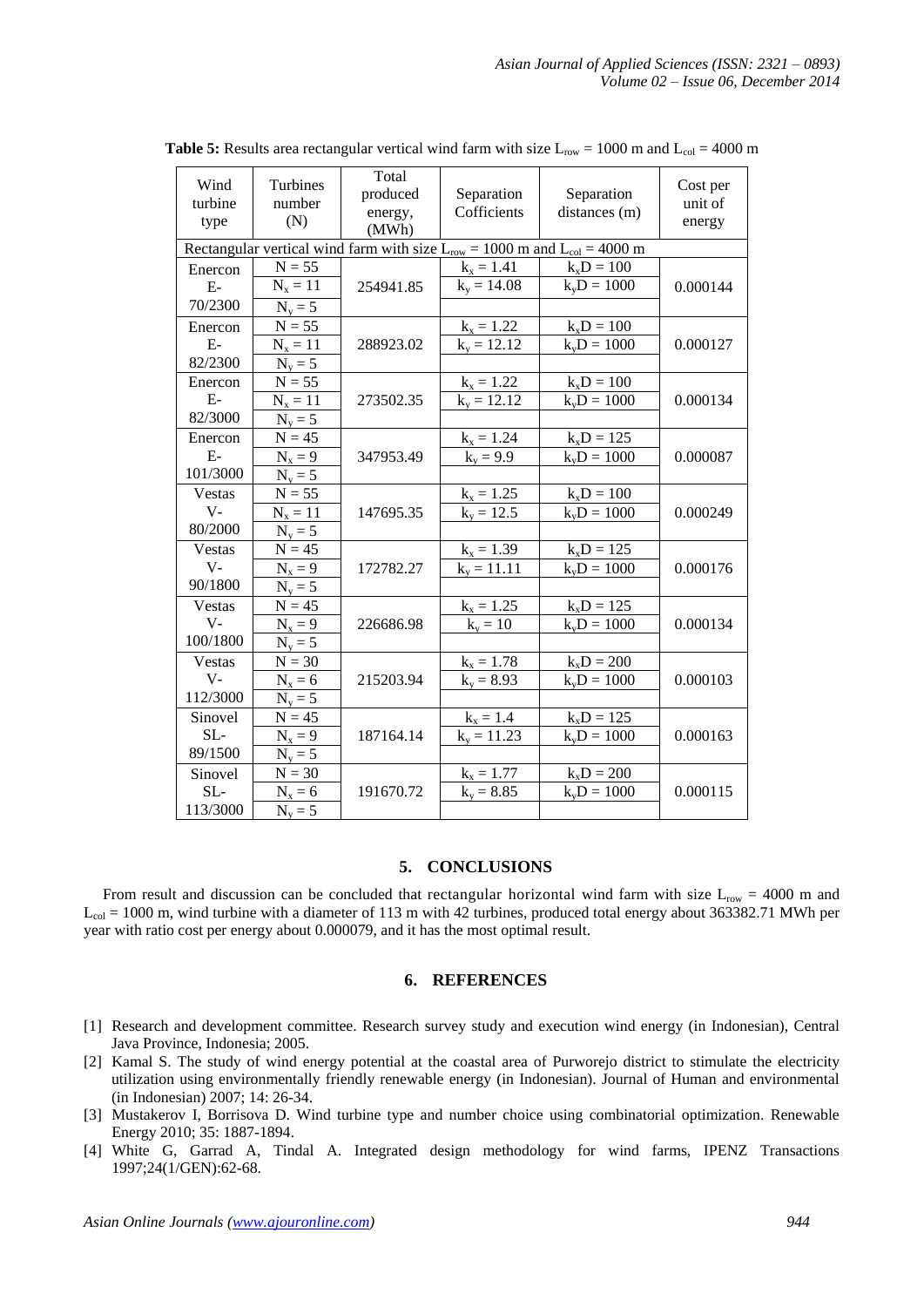**Table 5:** Results area rectangular vertical wind farm with size $L_{row}$ = 1000 m and $L_{col}$ = 4000 m

| Wind turbine type | Turbines number (N) | Total produced energy, (MWh) | Separation Cofficients | Separation distances (m) | Cost per unit of energy |
|---|---|---|---|---|---|
| Rectangular vertical wind farm with size $L_{row}$ = 1000 m and $L_{col}$ = 4000 m | | | | | |
| Enercon E-70/2300 | N = 55 | 254941.85 | $k_x$ = 1.41 | $k_xD$ = 100 | 0.000144 |
| | $N_x$ = 11 | | $k_y$ = 14.08 | $k_yD$ = 1000 | |
| | $N_y$ = 5 | | | | |
| Enercon E-82/2300 | N = 55 | 288923.02 | $k_x$ = 1.22 | $k_xD$ = 100 | 0.000127 |
| | $N_x$ = 11 | | $k_y$ = 12.12 | $k_yD$ = 1000 | |
| | $N_y$ = 5 | | | | |
| Enercon E-82/3000 | N = 55 | 273502.35 | $k_x$ = 1.22 | $k_xD$ = 100 | 0.000134 |
| | $N_x$ = 11 | | $k_y$ = 12.12 | $k_yD$ = 1000 | |
| | $N_y$ = 5 | | | | |
| Enercon E-101/3000 | N = 45 | 347953.49 | $k_x$ = 1.24 | $k_xD$ = 125 | 0.000087 |
| | $N_x$ = 9 | | $k_y$ = 9.9 | $k_yD$ = 1000 | |
| | $N_y$ = 5 | | | | |
| Vestas V-80/2000 | N = 55 | 147695.35 | $k_x$ = 1.25 | $k_xD$ = 100 | 0.000249 |
| | $N_x$ = 11 | | $k_y$ = 12.5 | $k_yD$ = 1000 | |
| | $N_y$ = 5 | | | | |
| Vestas V-90/1800 | N = 45 | 172782.27 | $k_x$ = 1.39 | $k_xD$ = 125 | 0.000176 |
| | $N_x$ = 9 | | $k_y$ = 11.11 | $k_yD$ = 1000 | |
| | $N_y$ = 5 | | | | |
| Vestas V-100/1800 | N = 45 | 226686.98 | $k_x$ = 1.25 | $k_xD$ = 125 | 0.000134 |
| | $N_x$ = 9 | | $k_y$ = 10 | $k_yD$ = 1000 | |
| | $N_y$ = 5 | | | | |
| Vestas V-112/3000 | N = 30 | 215203.94 | $k_x$ = 1.78 | $k_xD$ = 200 | 0.000103 |
| | $N_x$ = 6 | | $k_y$ = 8.93 | $k_yD$ = 1000 | |
| | $N_y$ = 5 | | | | |
| Sinovel SL-89/1500 | N = 45 | 187164.14 | $k_x$ = 1.4 | $k_xD$ = 125 | 0.000163 |
| | $N_x$ = 9 | | $k_y$ = 11.23 | $k_yD$ = 1000 | |
| | $N_y$ = 5 | | | | |
| Sinovel SL-113/3000 | N = 30 | 191670.72 | $k_x$ = 1.77 | $k_xD$ = 200 | 0.000115 |
| | $N_x$ = 6 | | $k_y$ = 8.85 | $k_yD$ = 1000 | |
| | $N_y$ = 5 | | | | |

## 5. CONCLUSIONS

From result and discussion can be concluded that rectangular horizontal wind farm with size $L_{row}$ = 4000 m and $L_{col}$ = 1000 m, wind turbine with a diameter of 113 m with 42 turbines, produced total energy about 363382.71 MWh per year with ratio cost per energy about 0.000079, and it has the most optimal result.

## 6. REFERENCES

[1] Research and development committee. Research survey study and execution wind energy (in Indonesian), Central Java Province, Indonesia; 2005.

[2] Kamal S. The study of wind energy potential at the coastal area of Purworejo district to stimulate the electricity utilization using environmentally friendly renewable energy (in Indonesian). Journal of Human and environmental (in Indonesian) 2007; 14: 26-34.

[3] Mustakerov I, Borrisova D. Wind turbine type and number choice using combinatorial optimization. Renewable Energy 2010; 35: 1887-1894.

[4] White G, Garrad A, Tindal A. Integrated design methodology for wind farms, IPENZ Transactions 1997;24(1/GEN):62-68.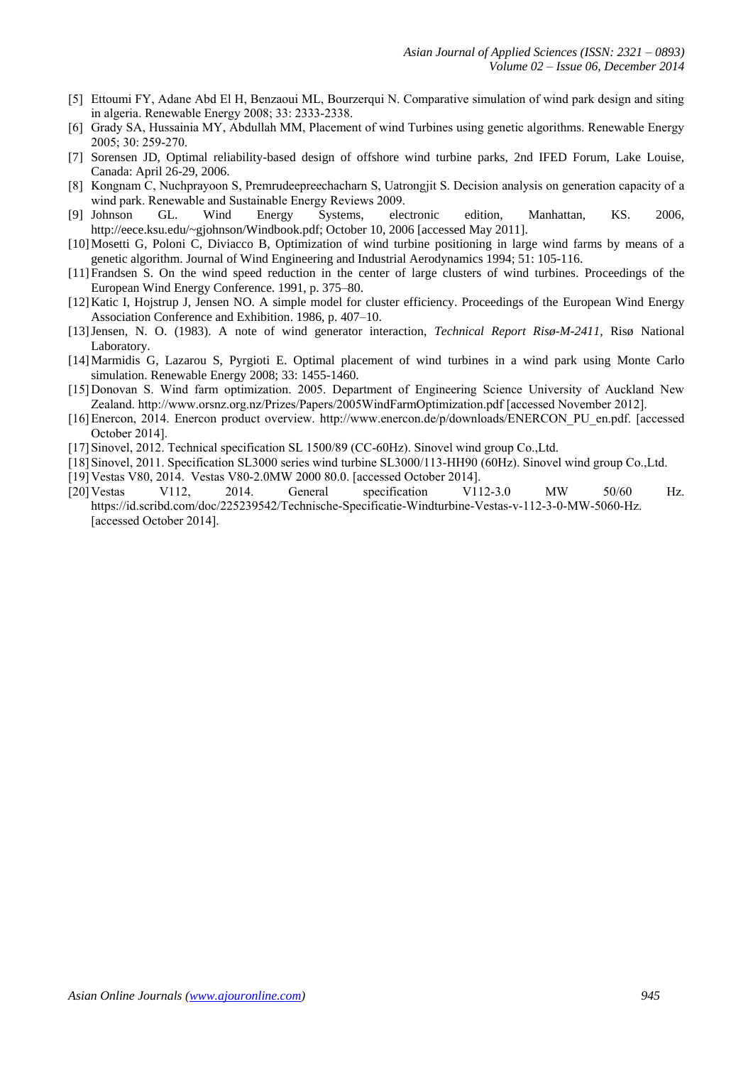[5] Ettoumi FY, Adane Abd El H, Benzaoui ML, Bourzerqui N. Comparative simulation of wind park design and siting in algeria. Renewable Energy 2008; 33: 2333-2338.

[6] Grady SA, Hussainia MY, Abdullah MM, Placement of wind Turbines using genetic algorithms. Renewable Energy 2005; 30: 259-270.

[7] Sorensen JD, Optimal reliability-based design of offshore wind turbine parks, 2nd IFED Forum, Lake Louise, Canada: April 26-29, 2006.

[8] Kongnam C, Nuchprayoon S, Premrudeepreechacharn S, Uatrongjit S. Decision analysis on generation capacity of a wind park. Renewable and Sustainable Energy Reviews 2009.

[9] Johnson GL. Wind Energy Systems, electronic edition, Manhattan, KS. 2006, http://eece.ksu.edu/~gjohnson/Windbook.pdf; October 10, 2006 [accessed May 2011].

[10] Mosetti G, Poloni C, Diviacco B, Optimization of wind turbine positioning in large wind farms by means of a genetic algorithm. Journal of Wind Engineering and Industrial Aerodynamics 1994; 51: 105-116.

[11] Frandsen S. On the wind speed reduction in the center of large clusters of wind turbines. Proceedings of the European Wind Energy Conference. 1991, p. 375–80.

[12] Katic I, Hojstrup J, Jensen NO. A simple model for cluster efficiency. Proceedings of the European Wind Energy Association Conference and Exhibition. 1986, p. 407–10.

[13] Jensen, N. O. (1983). A note of wind generator interaction, *Technical Report Risø-M-2411*, Risø National Laboratory.

[14] Marmidis G, Lazarou S, Pyrgioti E. Optimal placement of wind turbines in a wind park using Monte Carlo simulation. Renewable Energy 2008; 33: 1455-1460.

[15] Donovan S. Wind farm optimization. 2005. Department of Engineering Science University of Auckland New Zealand. http://www.orsnz.org.nz/Prizes/Papers/2005WindFarmOptimization.pdf [accessed November 2012].

[16] Enercon, 2014. Enercon product overview. http://www.enercon.de/p/downloads/ENERCON_PU_en.pdf. [accessed October 2014].

[17] Sinovel, 2012. Technical specification SL 1500/89 (CC-60Hz). Sinovel wind group Co.,Ltd.

[18] Sinovel, 2011. Specification SL3000 series wind turbine SL3000/113-HH90 (60Hz). Sinovel wind group Co.,Ltd.

[19] Vestas V80, 2014. Vestas V80-2.0MW 2000 80.0. [accessed October 2014].

[20] Vestas V112, 2014. General specification V112-3.0 MW 50/60 Hz. https://id.scribd.com/doc/225239542/Technische-Specificatie-Windturbine-Vestas-v-112-3-0-MW-5060-Hz. [accessed October 2014].